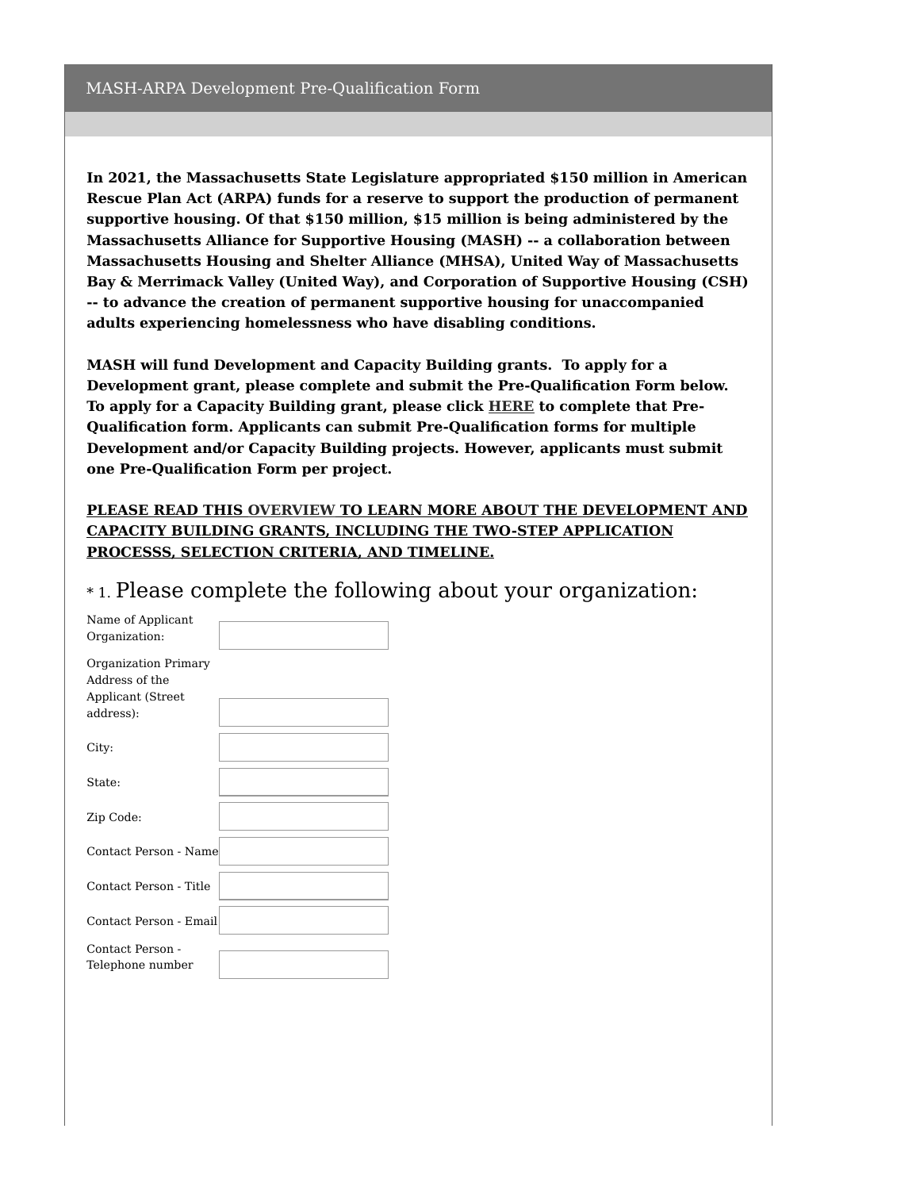## MASH-ARPA Development Pre-Qualification Form

**In 2021, the Massachusetts State Legislature appropriated $150 million in American Rescue Plan Act (ARPA) funds for a reserve to support the production of permanent supportive housing. Of that $150 million, $15 million is being administered by the Massachusetts Alliance for Supportive Housing (MASH) -- a collaboration between Massachusetts Housing and Shelter Alliance (MHSA), United Way of Massachusetts Bay & Merrimack Valley (United Way), and Corporation of Supportive Housing (CSH) -- to advance the creation of permanent supportive housing for unaccompanied adults experiencing homelessness who have disabling conditions.**

**MASH will fund Development and Capacity Building grants. To apply for a Development grant, please complete and submit the Pre-Qualification Form below. To apply for a Capacity Building grant, please click HERE to complete that Pre-Qualification form. Applicants can submit Pre-Qualification forms for multiple Development and/or Capacity Building projects. However, applicants must submit one Pre-Qualification Form per project.**

**PLEASE READ THIS OVERVIEW TO LEARN MORE ABOUT THE DEVELOPMENT AND CAPACITY BUILDING GRANTS, INCLUDING THE TWO-STEP APPLICATION PROCESSS, SELECTION CRITERIA, AND TIMELINE.**

### * 1. Please complete the following about your organization:

Name of Applicant Organization: ______

Organization Primary Address of the Applicant (Street address): ______

City: ______

State: ______

Zip Code: ______

Contact Person - Name ______

Contact Person - Title ______

Contact Person - Email ______

Contact Person - Telephone number ______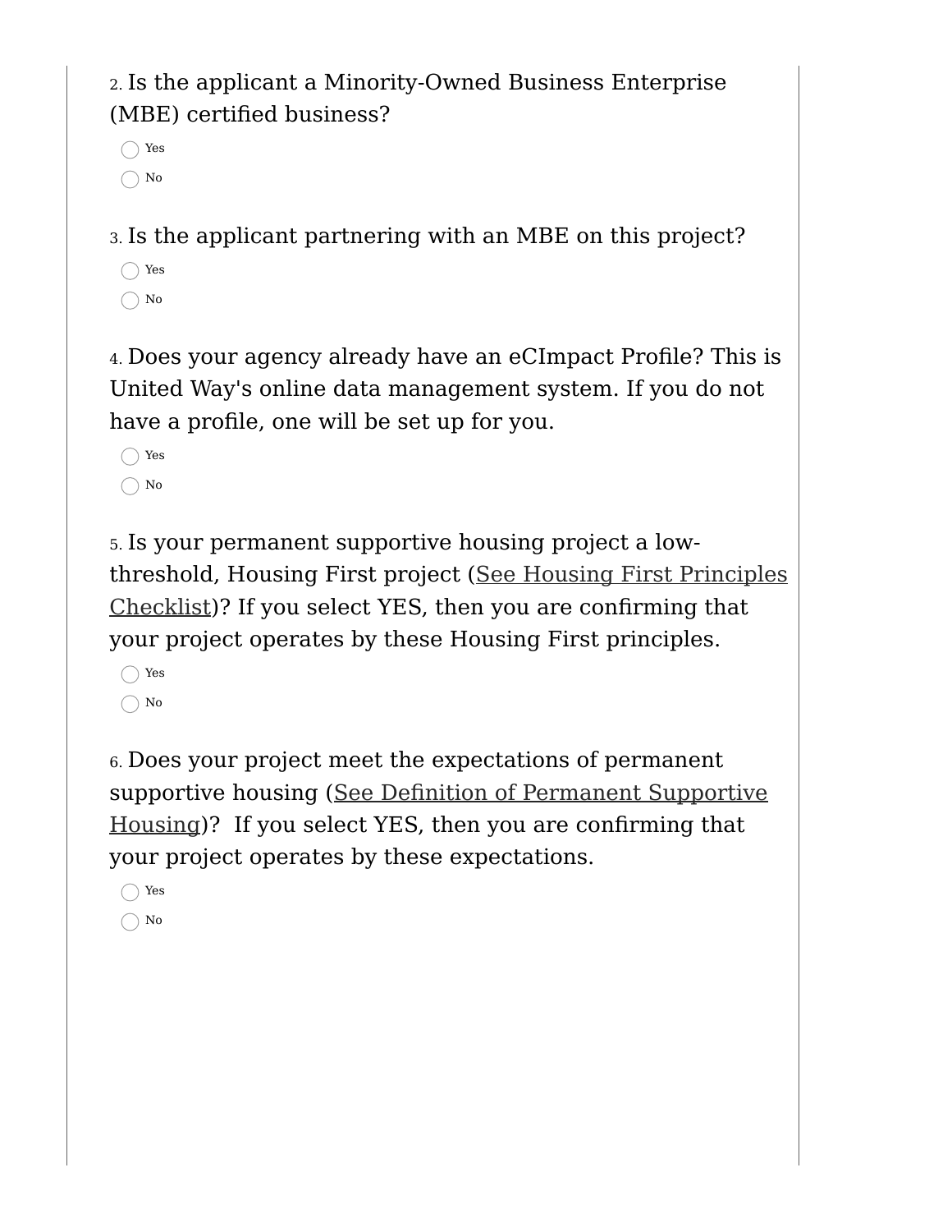2. Is the applicant a Minority-Owned Business Enterprise (MBE) certified business?

- ◯ Yes
- ◯ No

3. Is the applicant partnering with an MBE on this project?

- ◯ Yes
- ◯ No

4. Does your agency already have an eCImpact Profile? This is United Way's online data management system. If you do not have a profile, one will be set up for you.

- ◯ Yes
- ◯ No

5. Is your permanent supportive housing project a low-threshold, Housing First project (See Housing First Principles Checklist)? If you select YES, then you are confirming that your project operates by these Housing First principles.

- ◯ Yes
- ◯ No

6. Does your project meet the expectations of permanent supportive housing (See Definition of Permanent Supportive Housing)? If you select YES, then you are confirming that your project operates by these expectations.

- ◯ Yes
- ◯ No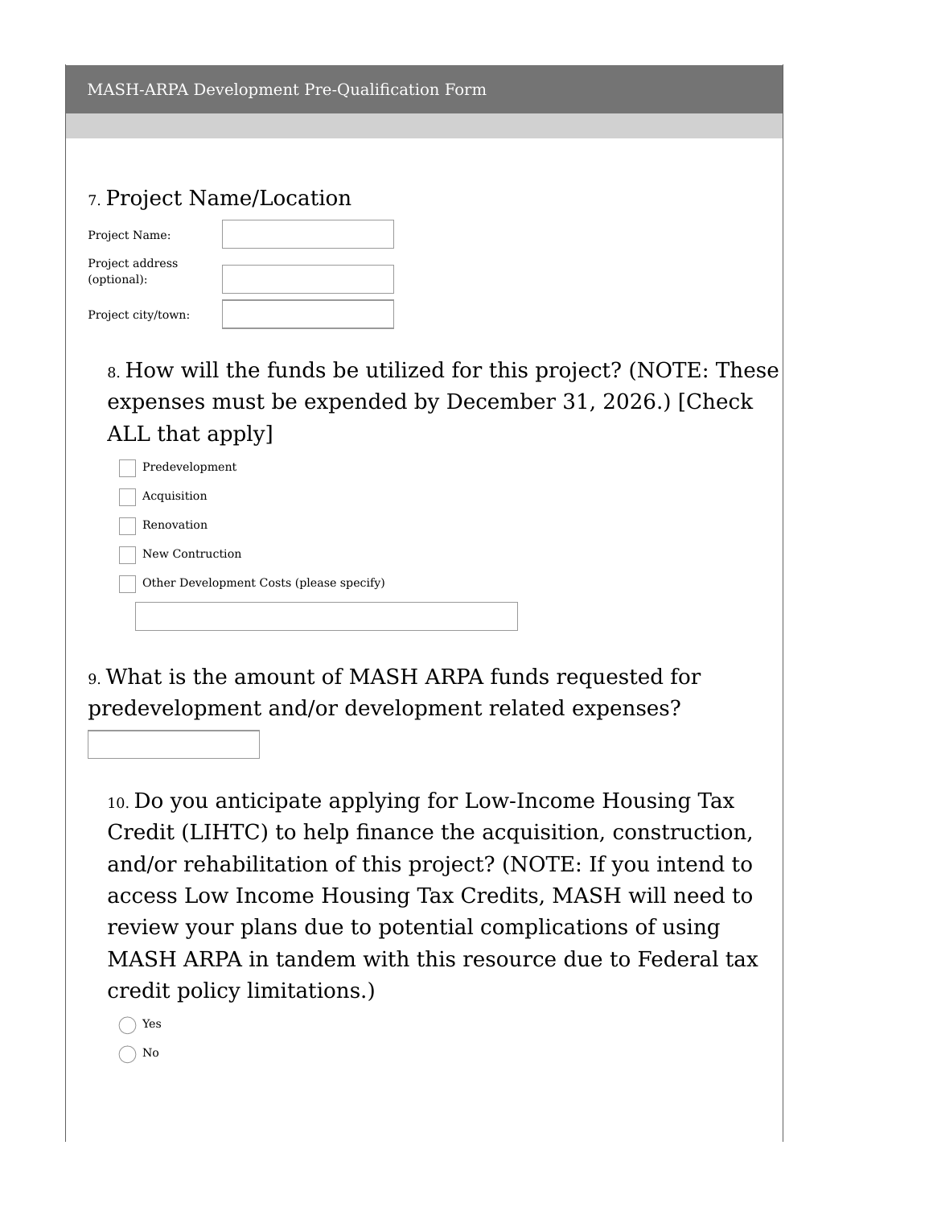MASH-ARPA Development Pre-Qualification Form

## 7. Project Name/Location

Project Name: 

Project address (optional): 

Project city/town: 

## 8. How will the funds be utilized for this project? (NOTE: These expenses must be expended by December 31, 2026.) [Check ALL that apply]

- [ ] Predevelopment
- [ ] Acquisition
- [ ] Renovation
- [ ] New Contruction
- [ ] Other Development Costs (please specify)

## 9. What is the amount of MASH ARPA funds requested for predevelopment and/or development related expenses?

## 10. Do you anticipate applying for Low-Income Housing Tax Credit (LIHTC) to help finance the acquisition, construction, and/or rehabilitation of this project? (NOTE: If you intend to access Low Income Housing Tax Credits, MASH will need to review your plans due to potential complications of using MASH ARPA in tandem with this resource due to Federal tax credit policy limitations.)

- ( ) Yes
- ( ) No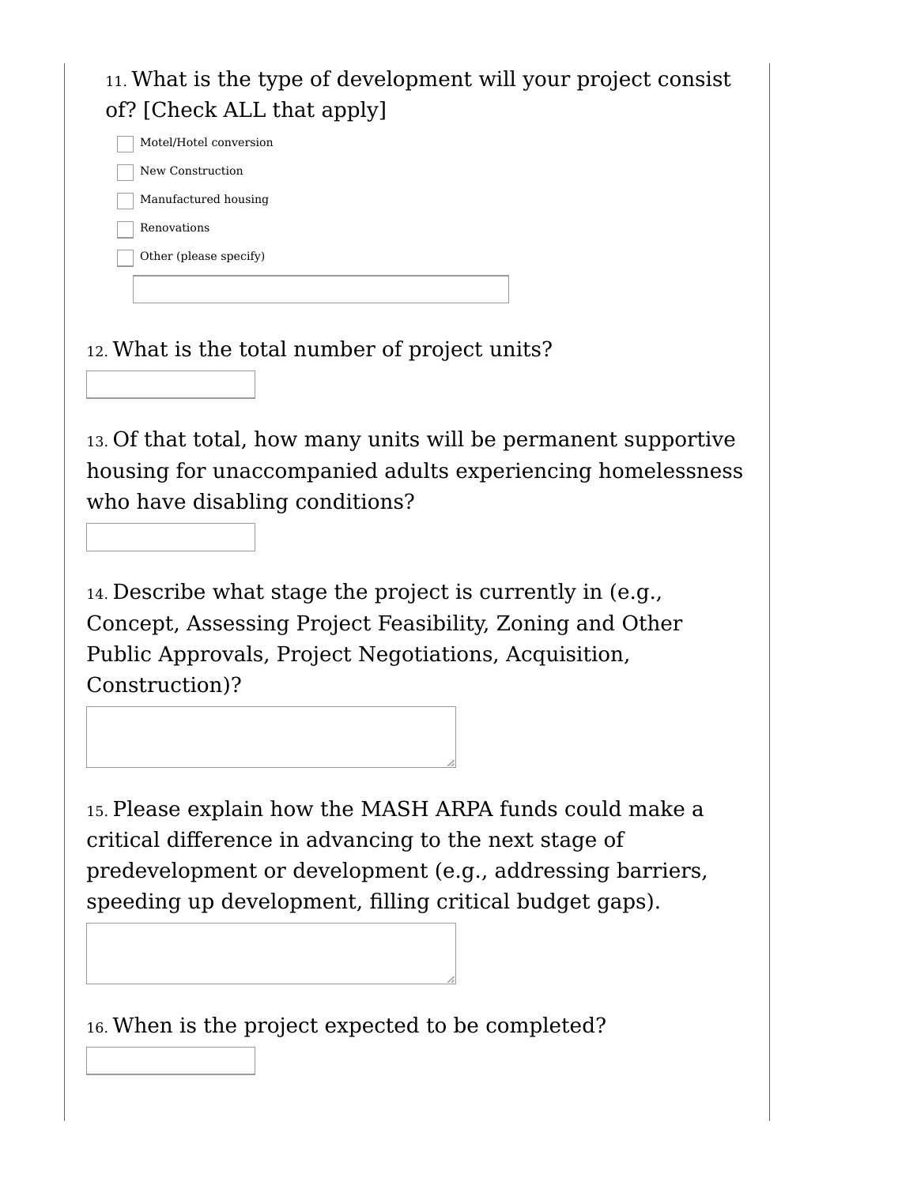11. What is the type of development will your project consist of? [Check ALL that apply]

- [ ] Motel/Hotel conversion
- [ ] New Construction
- [ ] Manufactured housing
- [ ] Renovations
- [ ] Other (please specify)

12. What is the total number of project units?

13. Of that total, how many units will be permanent supportive housing for unaccompanied adults experiencing homelessness who have disabling conditions?

14. Describe what stage the project is currently in (e.g., Concept, Assessing Project Feasibility, Zoning and Other Public Approvals, Project Negotiations, Acquisition, Construction)?

15. Please explain how the MASH ARPA funds could make a critical difference in advancing to the next stage of predevelopment or development (e.g., addressing barriers, speeding up development, filling critical budget gaps).

16. When is the project expected to be completed?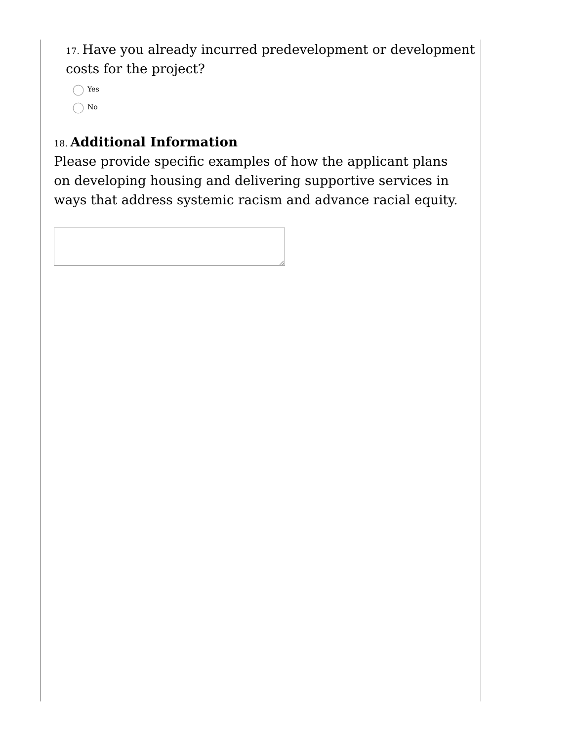17. Have you already incurred predevelopment or development costs for the project?

- ◯ Yes
- ◯ No

18. **Additional Information**

Please provide specific examples of how the applicant plans on developing housing and delivering supportive services in ways that address systemic racism and advance racial equity.